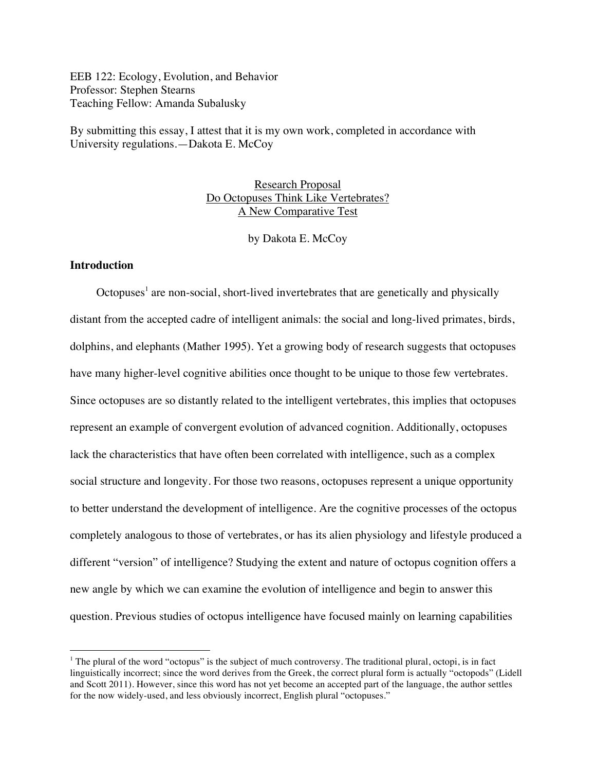EEB 122: Ecology, Evolution, and Behavior
Professor: Stephen Stearns
Teaching Fellow: Amanda Subalusky

By submitting this essay, I attest that it is my own work, completed in accordance with University regulations.—Dakota E. McCoy

# Research Proposal
# Do Octopuses Think Like Vertebrates?
# A New Comparative Test

by Dakota E. McCoy

## Introduction

Octopuses[1] are non-social, short-lived invertebrates that are genetically and physically distant from the accepted cadre of intelligent animals: the social and long-lived primates, birds, dolphins, and elephants (Mather 1995). Yet a growing body of research suggests that octopuses have many higher-level cognitive abilities once thought to be unique to those few vertebrates. Since octopuses are so distantly related to the intelligent vertebrates, this implies that octopuses represent an example of convergent evolution of advanced cognition. Additionally, octopuses lack the characteristics that have often been correlated with intelligence, such as a complex social structure and longevity. For those two reasons, octopuses represent a unique opportunity to better understand the development of intelligence. Are the cognitive processes of the octopus completely analogous to those of vertebrates, or has its alien physiology and lifestyle produced a different "version" of intelligence? Studying the extent and nature of octopus cognition offers a new angle by which we can examine the evolution of intelligence and begin to answer this question. Previous studies of octopus intelligence have focused mainly on learning capabilities

[1] The plural of the word "octopus" is the subject of much controversy. The traditional plural, octopi, is in fact linguistically incorrect; since the word derives from the Greek, the correct plural form is actually "octopods" (Lidell and Scott 2011). However, since this word has not yet become an accepted part of the language, the author settles for the now widely-used, and less obviously incorrect, English plural "octopuses."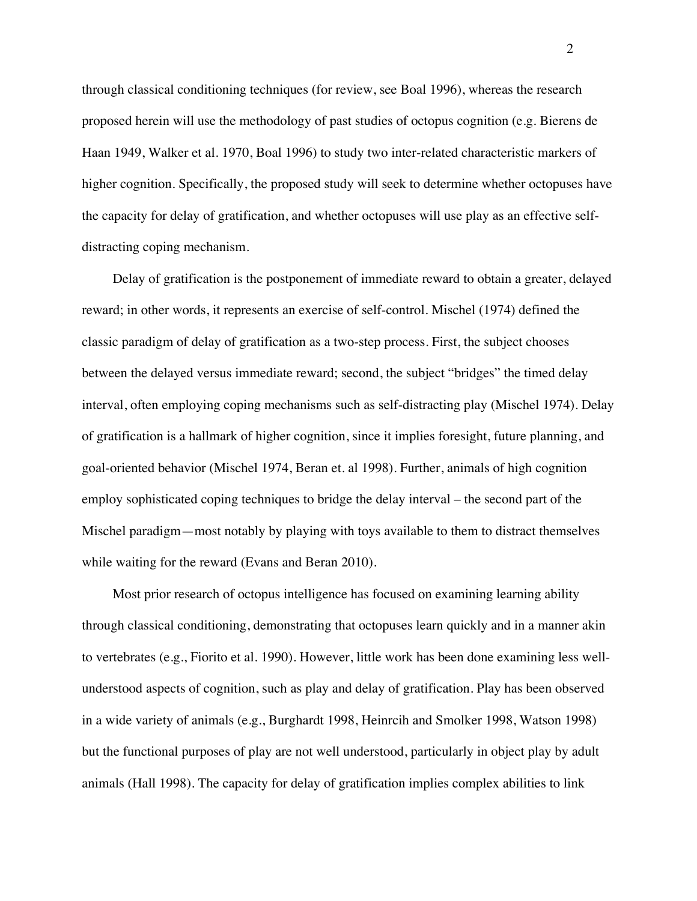through classical conditioning techniques (for review, see Boal 1996), whereas the research proposed herein will use the methodology of past studies of octopus cognition (e.g. Bierens de Haan 1949, Walker et al. 1970, Boal 1996) to study two inter-related characteristic markers of higher cognition. Specifically, the proposed study will seek to determine whether octopuses have the capacity for delay of gratification, and whether octopuses will use play as an effective self-distracting coping mechanism.

Delay of gratification is the postponement of immediate reward to obtain a greater, delayed reward; in other words, it represents an exercise of self-control. Mischel (1974) defined the classic paradigm of delay of gratification as a two-step process. First, the subject chooses between the delayed versus immediate reward; second, the subject "bridges" the timed delay interval, often employing coping mechanisms such as self-distracting play (Mischel 1974). Delay of gratification is a hallmark of higher cognition, since it implies foresight, future planning, and goal-oriented behavior (Mischel 1974, Beran et. al 1998). Further, animals of high cognition employ sophisticated coping techniques to bridge the delay interval – the second part of the Mischel paradigm—most notably by playing with toys available to them to distract themselves while waiting for the reward (Evans and Beran 2010).

Most prior research of octopus intelligence has focused on examining learning ability through classical conditioning, demonstrating that octopuses learn quickly and in a manner akin to vertebrates (e.g., Fiorito et al. 1990). However, little work has been done examining less well-understood aspects of cognition, such as play and delay of gratification. Play has been observed in a wide variety of animals (e.g., Burghardt 1998, Heinrcih and Smolker 1998, Watson 1998) but the functional purposes of play are not well understood, particularly in object play by adult animals (Hall 1998). The capacity for delay of gratification implies complex abilities to link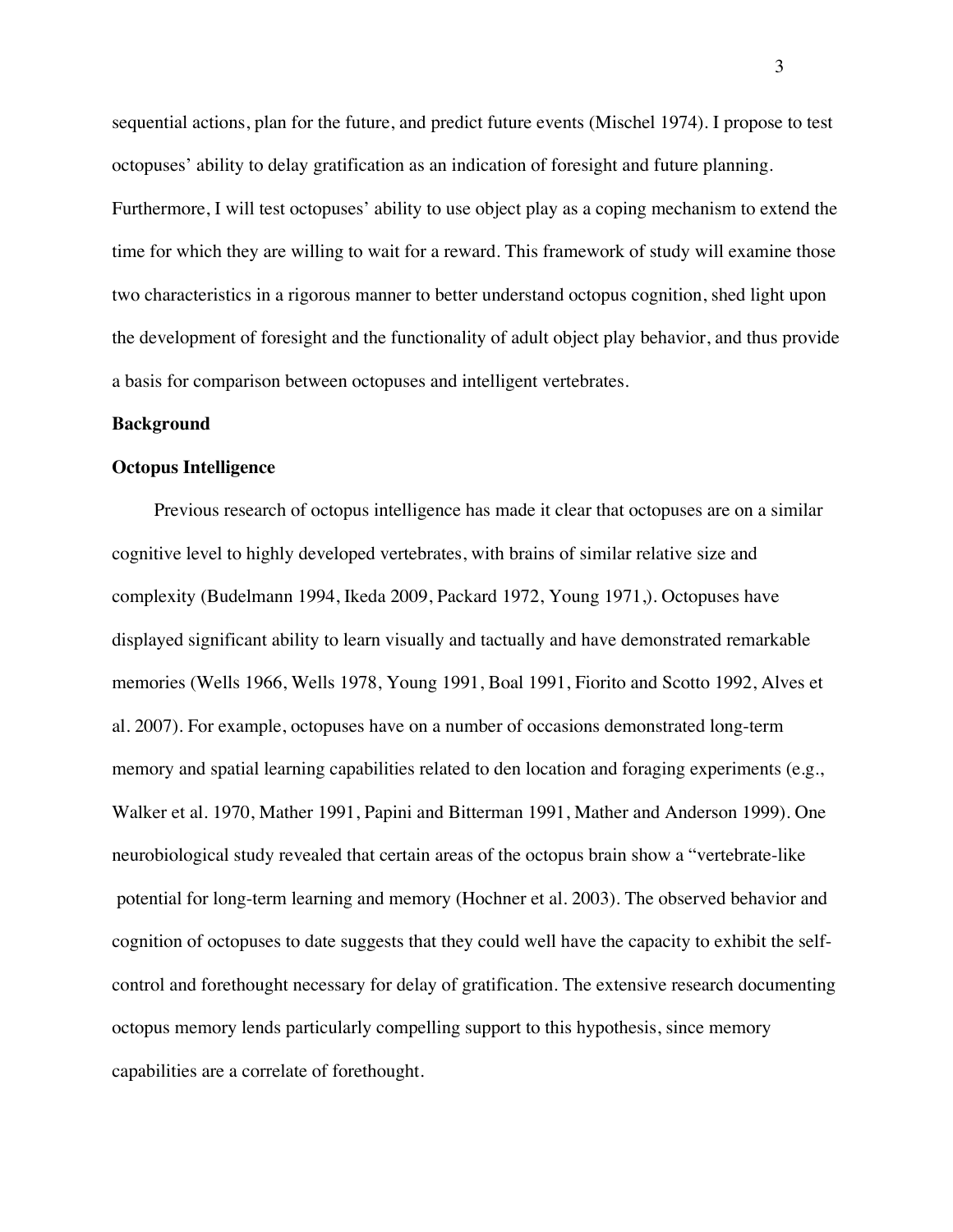sequential actions, plan for the future, and predict future events (Mischel 1974). I propose to test octopuses' ability to delay gratification as an indication of foresight and future planning. Furthermore, I will test octopuses' ability to use object play as a coping mechanism to extend the time for which they are willing to wait for a reward. This framework of study will examine those two characteristics in a rigorous manner to better understand octopus cognition, shed light upon the development of foresight and the functionality of adult object play behavior, and thus provide a basis for comparison between octopuses and intelligent vertebrates.

## Background

### Octopus Intelligence

Previous research of octopus intelligence has made it clear that octopuses are on a similar cognitive level to highly developed vertebrates, with brains of similar relative size and complexity (Budelmann 1994, Ikeda 2009, Packard 1972, Young 1971,). Octopuses have displayed significant ability to learn visually and tactually and have demonstrated remarkable memories (Wells 1966, Wells 1978, Young 1991, Boal 1991, Fiorito and Scotto 1992, Alves et al. 2007). For example, octopuses have on a number of occasions demonstrated long-term memory and spatial learning capabilities related to den location and foraging experiments (e.g., Walker et al. 1970, Mather 1991, Papini and Bitterman 1991, Mather and Anderson 1999). One neurobiological study revealed that certain areas of the octopus brain show a "vertebrate-like potential for long-term learning and memory (Hochner et al. 2003). The observed behavior and cognition of octopuses to date suggests that they could well have the capacity to exhibit the self-control and forethought necessary for delay of gratification. The extensive research documenting octopus memory lends particularly compelling support to this hypothesis, since memory capabilities are a correlate of forethought.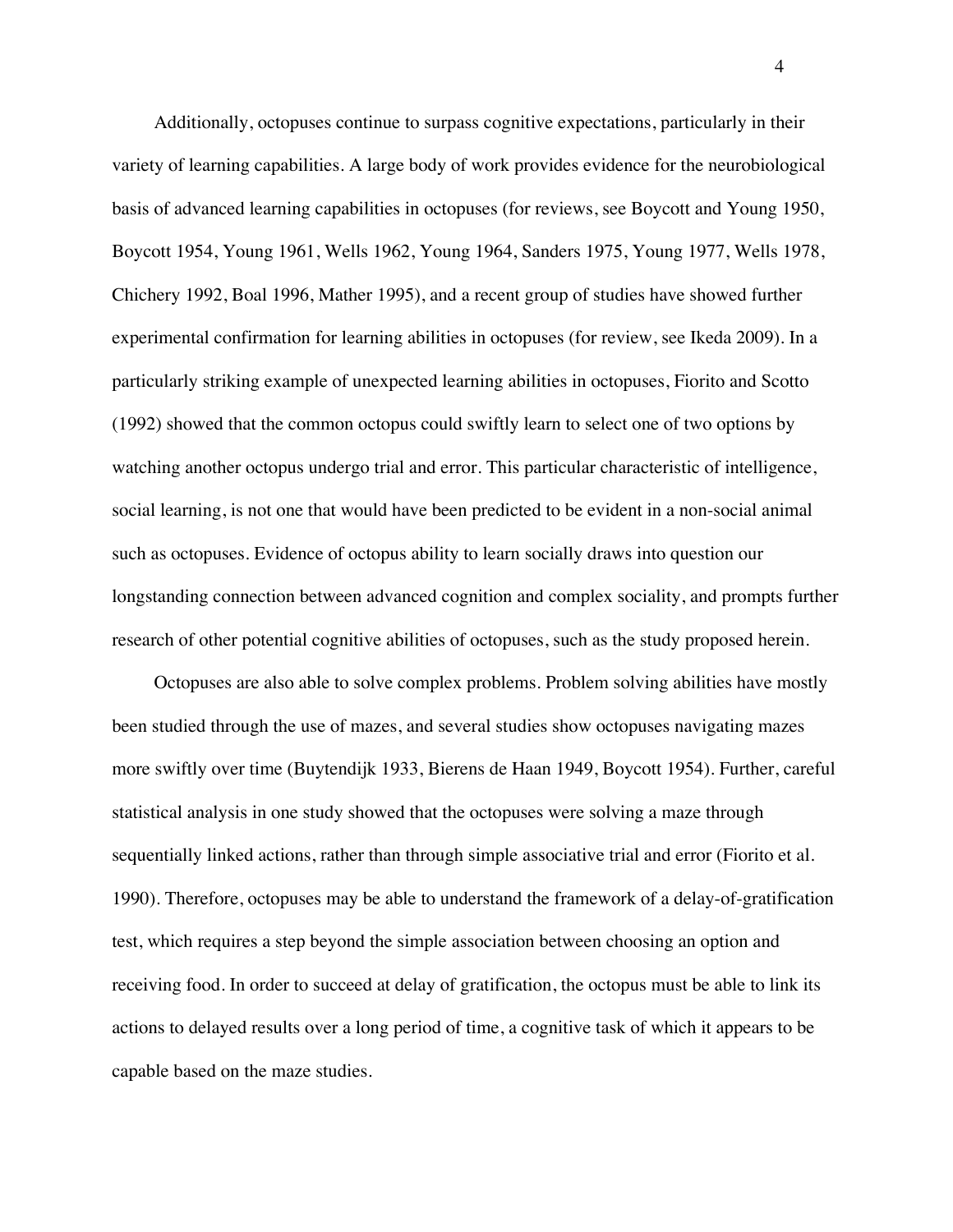Additionally, octopuses continue to surpass cognitive expectations, particularly in their variety of learning capabilities. A large body of work provides evidence for the neurobiological basis of advanced learning capabilities in octopuses (for reviews, see Boycott and Young 1950, Boycott 1954, Young 1961, Wells 1962, Young 1964, Sanders 1975, Young 1977, Wells 1978, Chichery 1992, Boal 1996, Mather 1995), and a recent group of studies have showed further experimental confirmation for learning abilities in octopuses (for review, see Ikeda 2009). In a particularly striking example of unexpected learning abilities in octopuses, Fiorito and Scotto (1992) showed that the common octopus could swiftly learn to select one of two options by watching another octopus undergo trial and error. This particular characteristic of intelligence, social learning, is not one that would have been predicted to be evident in a non-social animal such as octopuses. Evidence of octopus ability to learn socially draws into question our longstanding connection between advanced cognition and complex sociality, and prompts further research of other potential cognitive abilities of octopuses, such as the study proposed herein.

Octopuses are also able to solve complex problems. Problem solving abilities have mostly been studied through the use of mazes, and several studies show octopuses navigating mazes more swiftly over time (Buytendijk 1933, Bierens de Haan 1949, Boycott 1954). Further, careful statistical analysis in one study showed that the octopuses were solving a maze through sequentially linked actions, rather than through simple associative trial and error (Fiorito et al. 1990). Therefore, octopuses may be able to understand the framework of a delay-of-gratification test, which requires a step beyond the simple association between choosing an option and receiving food. In order to succeed at delay of gratification, the octopus must be able to link its actions to delayed results over a long period of time, a cognitive task of which it appears to be capable based on the maze studies.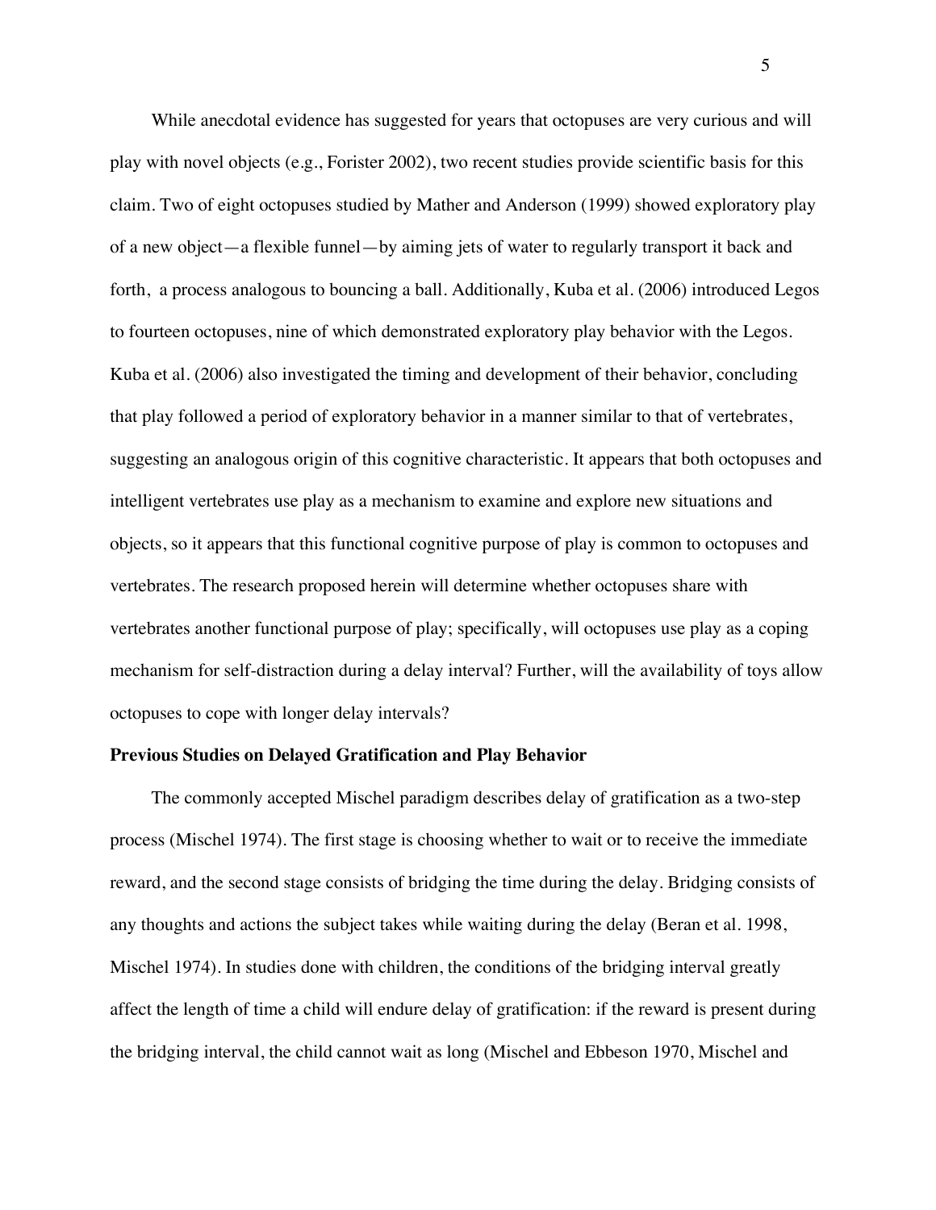While anecdotal evidence has suggested for years that octopuses are very curious and will play with novel objects (e.g., Forister 2002), two recent studies provide scientific basis for this claim. Two of eight octopuses studied by Mather and Anderson (1999) showed exploratory play of a new object—a flexible funnel—by aiming jets of water to regularly transport it back and forth, a process analogous to bouncing a ball. Additionally, Kuba et al. (2006) introduced Legos to fourteen octopuses, nine of which demonstrated exploratory play behavior with the Legos. Kuba et al. (2006) also investigated the timing and development of their behavior, concluding that play followed a period of exploratory behavior in a manner similar to that of vertebrates, suggesting an analogous origin of this cognitive characteristic. It appears that both octopuses and intelligent vertebrates use play as a mechanism to examine and explore new situations and objects, so it appears that this functional cognitive purpose of play is common to octopuses and vertebrates. The research proposed herein will determine whether octopuses share with vertebrates another functional purpose of play; specifically, will octopuses use play as a coping mechanism for self-distraction during a delay interval? Further, will the availability of toys allow octopuses to cope with longer delay intervals?

**Previous Studies on Delayed Gratification and Play Behavior**

The commonly accepted Mischel paradigm describes delay of gratification as a two-step process (Mischel 1974). The first stage is choosing whether to wait or to receive the immediate reward, and the second stage consists of bridging the time during the delay. Bridging consists of any thoughts and actions the subject takes while waiting during the delay (Beran et al. 1998, Mischel 1974). In studies done with children, the conditions of the bridging interval greatly affect the length of time a child will endure delay of gratification: if the reward is present during the bridging interval, the child cannot wait as long (Mischel and Ebbeson 1970, Mischel and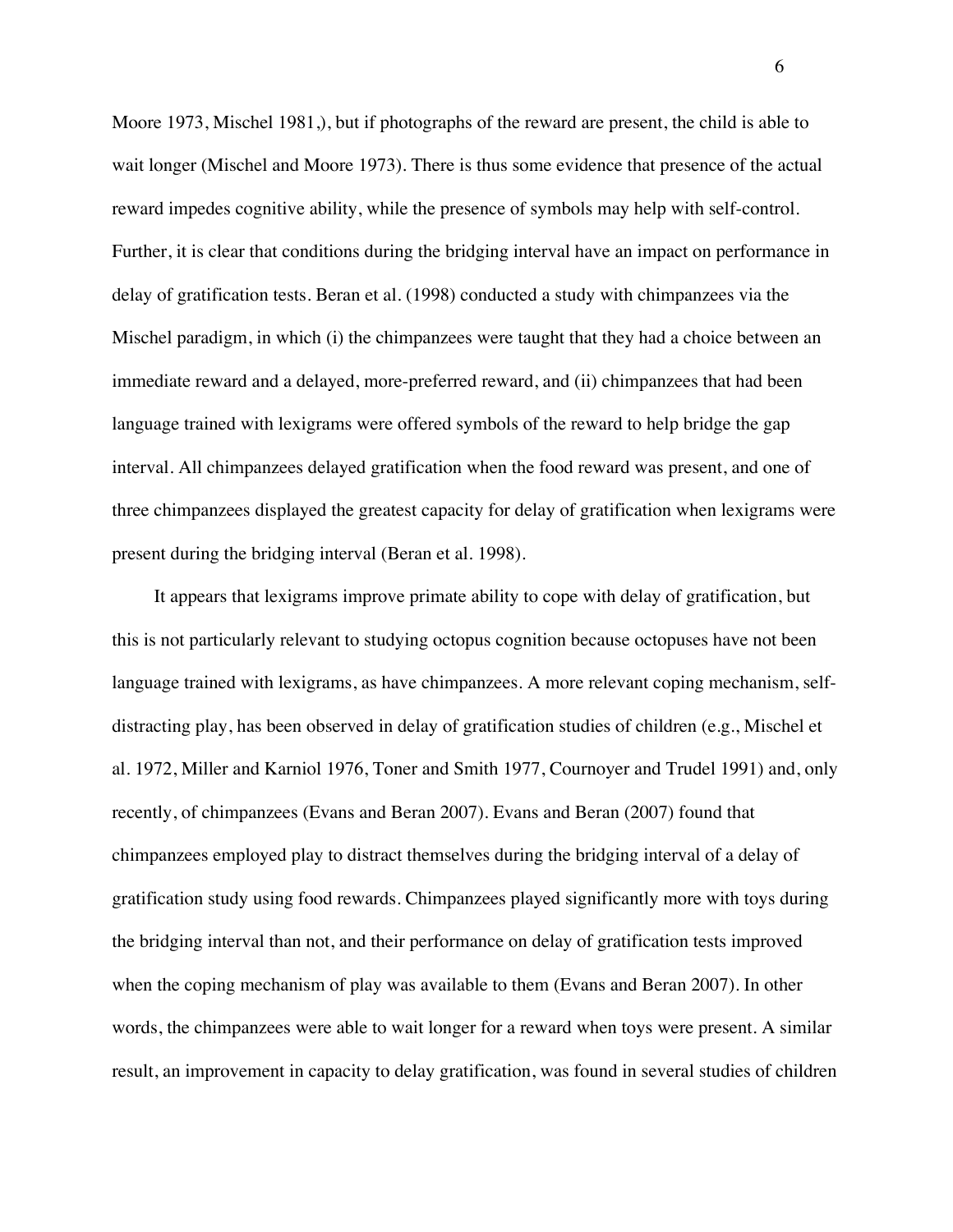Moore 1973, Mischel 1981,), but if photographs of the reward are present, the child is able to wait longer (Mischel and Moore 1973). There is thus some evidence that presence of the actual reward impedes cognitive ability, while the presence of symbols may help with self-control. Further, it is clear that conditions during the bridging interval have an impact on performance in delay of gratification tests. Beran et al. (1998) conducted a study with chimpanzees via the Mischel paradigm, in which (i) the chimpanzees were taught that they had a choice between an immediate reward and a delayed, more-preferred reward, and (ii) chimpanzees that had been language trained with lexigrams were offered symbols of the reward to help bridge the gap interval. All chimpanzees delayed gratification when the food reward was present, and one of three chimpanzees displayed the greatest capacity for delay of gratification when lexigrams were present during the bridging interval (Beran et al. 1998).

It appears that lexigrams improve primate ability to cope with delay of gratification, but this is not particularly relevant to studying octopus cognition because octopuses have not been language trained with lexigrams, as have chimpanzees. A more relevant coping mechanism, self-distracting play, has been observed in delay of gratification studies of children (e.g., Mischel et al. 1972, Miller and Karniol 1976, Toner and Smith 1977, Cournoyer and Trudel 1991) and, only recently, of chimpanzees (Evans and Beran 2007). Evans and Beran (2007) found that chimpanzees employed play to distract themselves during the bridging interval of a delay of gratification study using food rewards. Chimpanzees played significantly more with toys during the bridging interval than not, and their performance on delay of gratification tests improved when the coping mechanism of play was available to them (Evans and Beran 2007). In other words, the chimpanzees were able to wait longer for a reward when toys were present. A similar result, an improvement in capacity to delay gratification, was found in several studies of children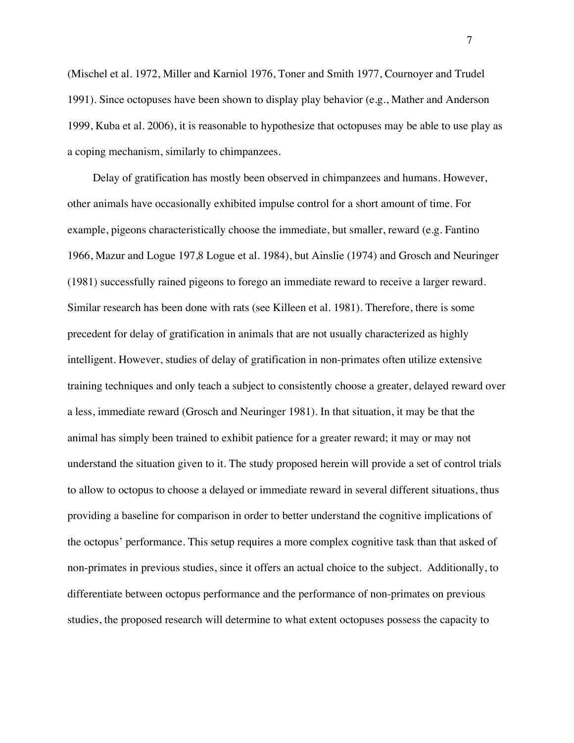(Mischel et al. 1972, Miller and Karniol 1976, Toner and Smith 1977, Cournoyer and Trudel 1991). Since octopuses have been shown to display play behavior (e.g., Mather and Anderson 1999, Kuba et al. 2006), it is reasonable to hypothesize that octopuses may be able to use play as a coping mechanism, similarly to chimpanzees.

Delay of gratification has mostly been observed in chimpanzees and humans. However, other animals have occasionally exhibited impulse control for a short amount of time. For example, pigeons characteristically choose the immediate, but smaller, reward (e.g. Fantino 1966, Mazur and Logue 197,8 Logue et al. 1984), but Ainslie (1974) and Grosch and Neuringer (1981) successfully rained pigeons to forego an immediate reward to receive a larger reward. Similar research has been done with rats (see Killeen et al. 1981). Therefore, there is some precedent for delay of gratification in animals that are not usually characterized as highly intelligent. However, studies of delay of gratification in non-primates often utilize extensive training techniques and only teach a subject to consistently choose a greater, delayed reward over a less, immediate reward (Grosch and Neuringer 1981). In that situation, it may be that the animal has simply been trained to exhibit patience for a greater reward; it may or may not understand the situation given to it. The study proposed herein will provide a set of control trials to allow to octopus to choose a delayed or immediate reward in several different situations, thus providing a baseline for comparison in order to better understand the cognitive implications of the octopus' performance. This setup requires a more complex cognitive task than that asked of non-primates in previous studies, since it offers an actual choice to the subject. Additionally, to differentiate between octopus performance and the performance of non-primates on previous studies, the proposed research will determine to what extent octopuses possess the capacity to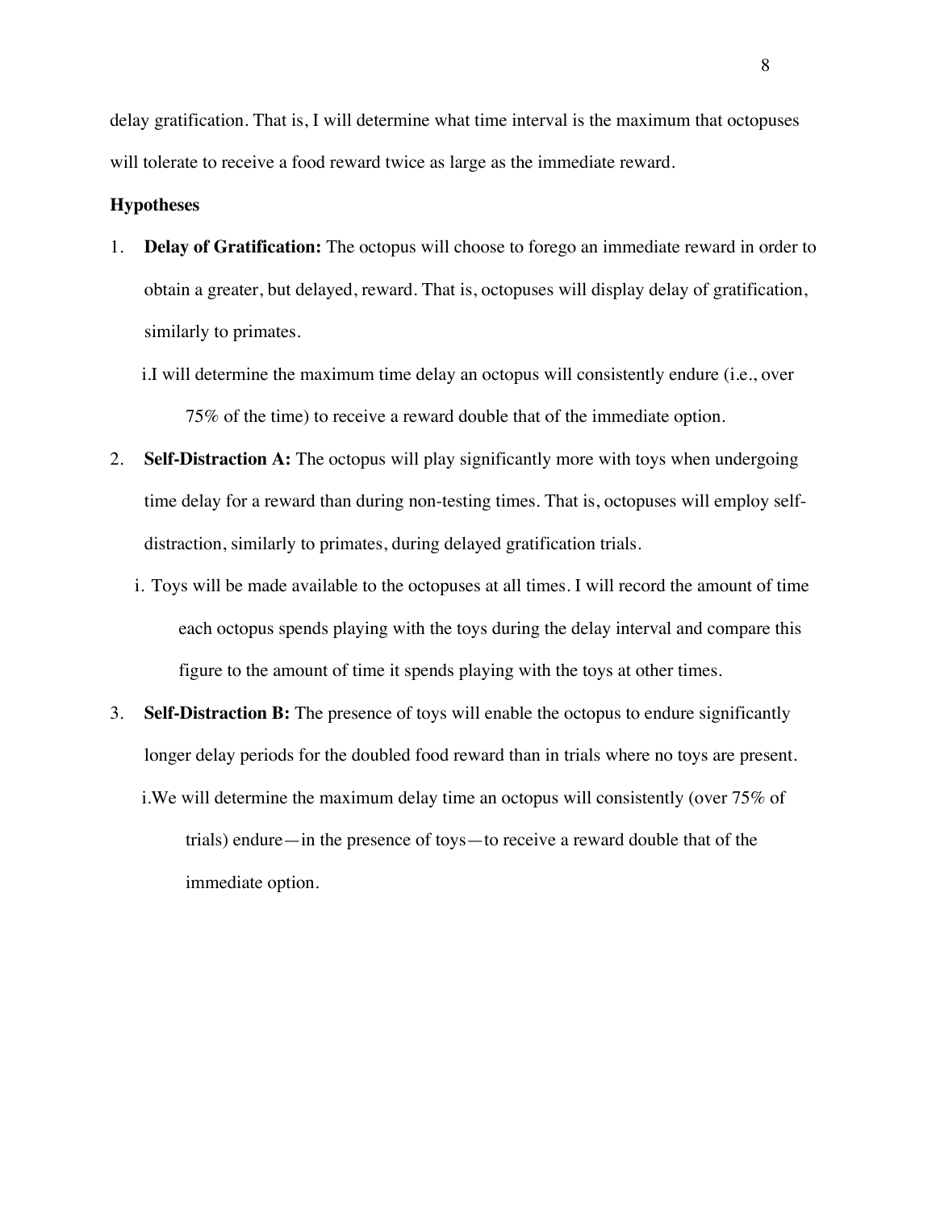delay gratification. That is, I will determine what time interval is the maximum that octopuses will tolerate to receive a food reward twice as large as the immediate reward.

**Hypotheses**

1. **Delay of Gratification:** The octopus will choose to forego an immediate reward in order to obtain a greater, but delayed, reward. That is, octopuses will display delay of gratification, similarly to primates.

    i. I will determine the maximum time delay an octopus will consistently endure (i.e., over 75% of the time) to receive a reward double that of the immediate option.

2. **Self-Distraction A:** The octopus will play significantly more with toys when undergoing time delay for a reward than during non-testing times. That is, octopuses will employ self-distraction, similarly to primates, during delayed gratification trials.

    i. Toys will be made available to the octopuses at all times. I will record the amount of time each octopus spends playing with the toys during the delay interval and compare this figure to the amount of time it spends playing with the toys at other times.

3. **Self-Distraction B:** The presence of toys will enable the octopus to endure significantly longer delay periods for the doubled food reward than in trials where no toys are present.

    i. We will determine the maximum delay time an octopus will consistently (over 75% of trials) endure—in the presence of toys—to receive a reward double that of the immediate option.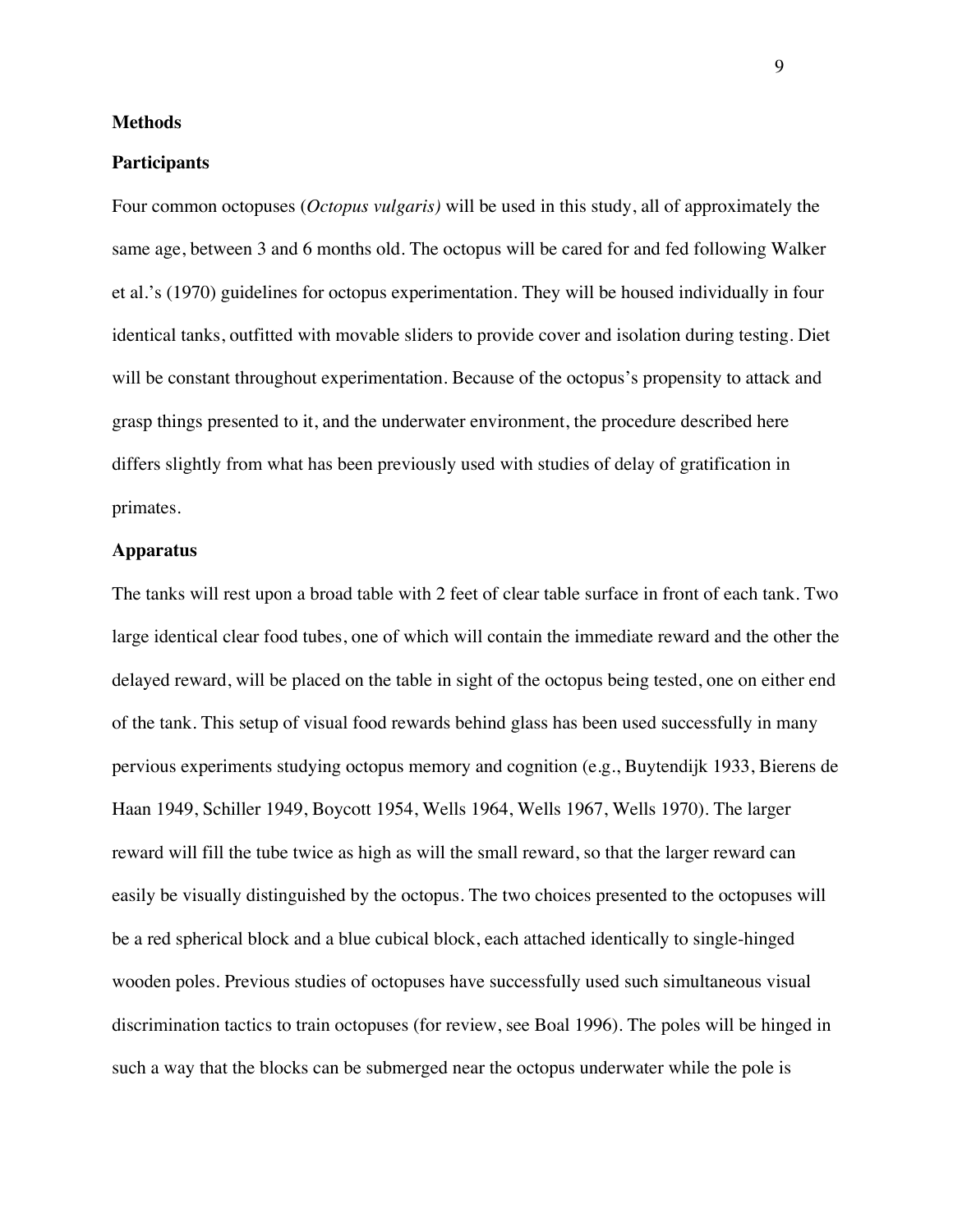**Methods**

**Participants**

Four common octopuses (*Octopus vulgaris)* will be used in this study, all of approximately the same age, between 3 and 6 months old. The octopus will be cared for and fed following Walker et al.'s (1970) guidelines for octopus experimentation. They will be housed individually in four identical tanks, outfitted with movable sliders to provide cover and isolation during testing. Diet will be constant throughout experimentation. Because of the octopus's propensity to attack and grasp things presented to it, and the underwater environment, the procedure described here differs slightly from what has been previously used with studies of delay of gratification in primates.

**Apparatus**

The tanks will rest upon a broad table with 2 feet of clear table surface in front of each tank. Two large identical clear food tubes, one of which will contain the immediate reward and the other the delayed reward, will be placed on the table in sight of the octopus being tested, one on either end of the tank. This setup of visual food rewards behind glass has been used successfully in many pervious experiments studying octopus memory and cognition (e.g., Buytendijk 1933, Bierens de Haan 1949, Schiller 1949, Boycott 1954, Wells 1964, Wells 1967, Wells 1970). The larger reward will fill the tube twice as high as will the small reward, so that the larger reward can easily be visually distinguished by the octopus. The two choices presented to the octopuses will be a red spherical block and a blue cubical block, each attached identically to single-hinged wooden poles. Previous studies of octopuses have successfully used such simultaneous visual discrimination tactics to train octopuses (for review, see Boal 1996). The poles will be hinged in such a way that the blocks can be submerged near the octopus underwater while the pole is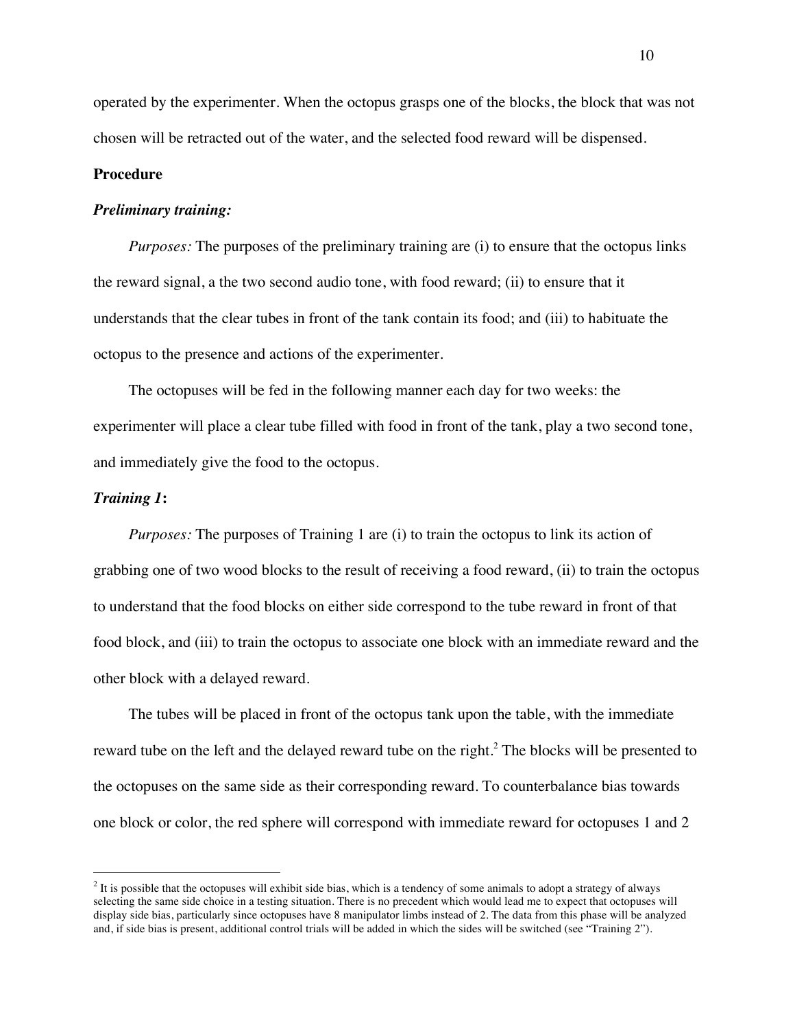operated by the experimenter. When the octopus grasps one of the blocks, the block that was not chosen will be retracted out of the water, and the selected food reward will be dispensed.

**Procedure**

***Preliminary training:***

*Purposes:* The purposes of the preliminary training are (i) to ensure that the octopus links the reward signal, a the two second audio tone, with food reward; (ii) to ensure that it understands that the clear tubes in front of the tank contain its food; and (iii) to habituate the octopus to the presence and actions of the experimenter.

The octopuses will be fed in the following manner each day for two weeks: the experimenter will place a clear tube filled with food in front of the tank, play a two second tone, and immediately give the food to the octopus.

***Training 1*:**

*Purposes:* The purposes of Training 1 are (i) to train the octopus to link its action of grabbing one of two wood blocks to the result of receiving a food reward, (ii) to train the octopus to understand that the food blocks on either side correspond to the tube reward in front of that food block, and (iii) to train the octopus to associate one block with an immediate reward and the other block with a delayed reward.

The tubes will be placed in front of the octopus tank upon the table, with the immediate reward tube on the left and the delayed reward tube on the right.[2] The blocks will be presented to the octopuses on the same side as their corresponding reward. To counterbalance bias towards one block or color, the red sphere will correspond with immediate reward for octopuses 1 and 2

---

[2] It is possible that the octopuses will exhibit side bias, which is a tendency of some animals to adopt a strategy of always selecting the same side choice in a testing situation. There is no precedent which would lead me to expect that octopuses will display side bias, particularly since octopuses have 8 manipulator limbs instead of 2. The data from this phase will be analyzed and, if side bias is present, additional control trials will be added in which the sides will be switched (see "Training 2").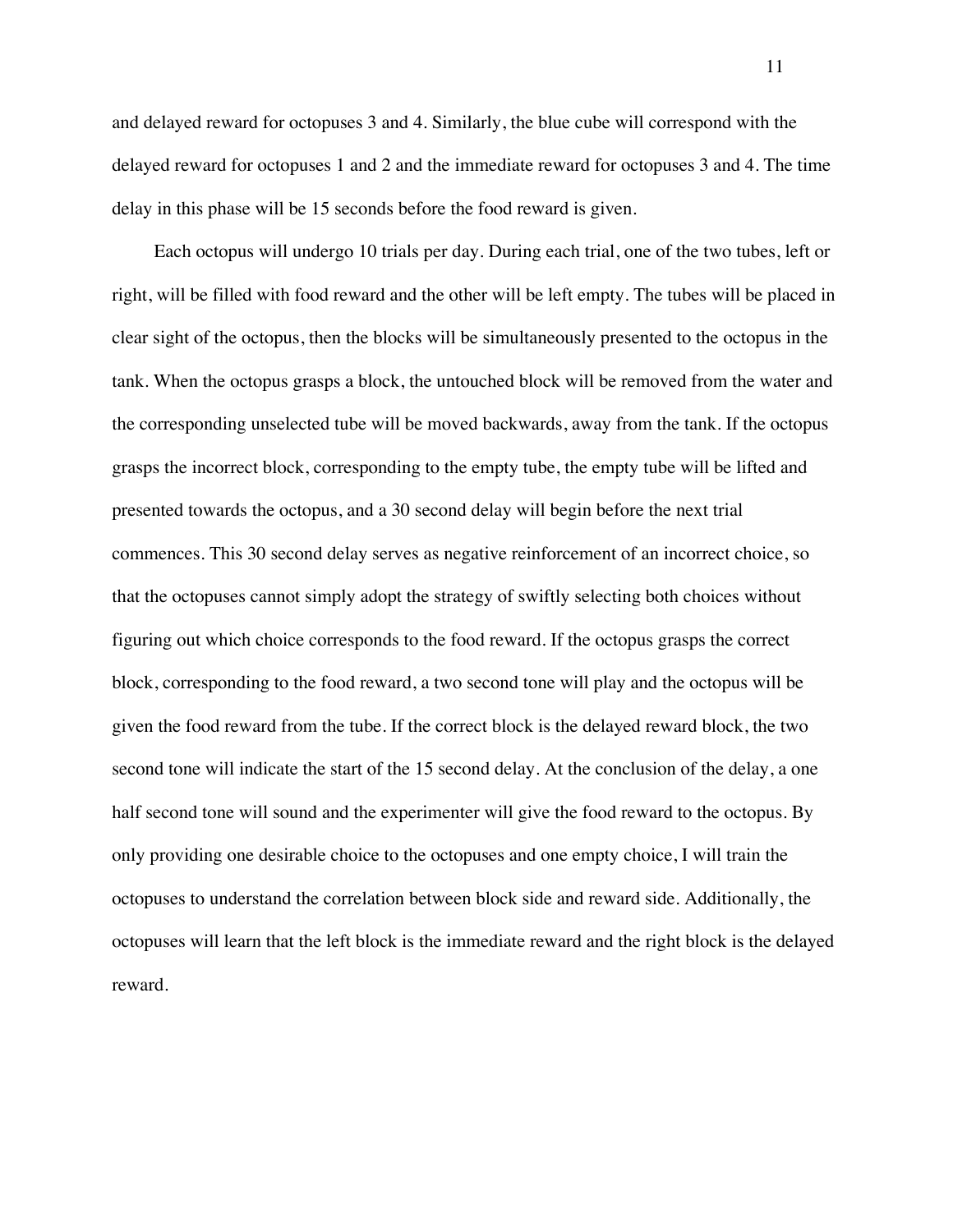and delayed reward for octopuses 3 and 4. Similarly, the blue cube will correspond with the delayed reward for octopuses 1 and 2 and the immediate reward for octopuses 3 and 4. The time delay in this phase will be 15 seconds before the food reward is given.

Each octopus will undergo 10 trials per day. During each trial, one of the two tubes, left or right, will be filled with food reward and the other will be left empty. The tubes will be placed in clear sight of the octopus, then the blocks will be simultaneously presented to the octopus in the tank. When the octopus grasps a block, the untouched block will be removed from the water and the corresponding unselected tube will be moved backwards, away from the tank. If the octopus grasps the incorrect block, corresponding to the empty tube, the empty tube will be lifted and presented towards the octopus, and a 30 second delay will begin before the next trial commences. This 30 second delay serves as negative reinforcement of an incorrect choice, so that the octopuses cannot simply adopt the strategy of swiftly selecting both choices without figuring out which choice corresponds to the food reward. If the octopus grasps the correct block, corresponding to the food reward, a two second tone will play and the octopus will be given the food reward from the tube. If the correct block is the delayed reward block, the two second tone will indicate the start of the 15 second delay. At the conclusion of the delay, a one half second tone will sound and the experimenter will give the food reward to the octopus. By only providing one desirable choice to the octopuses and one empty choice, I will train the octopuses to understand the correlation between block side and reward side. Additionally, the octopuses will learn that the left block is the immediate reward and the right block is the delayed reward.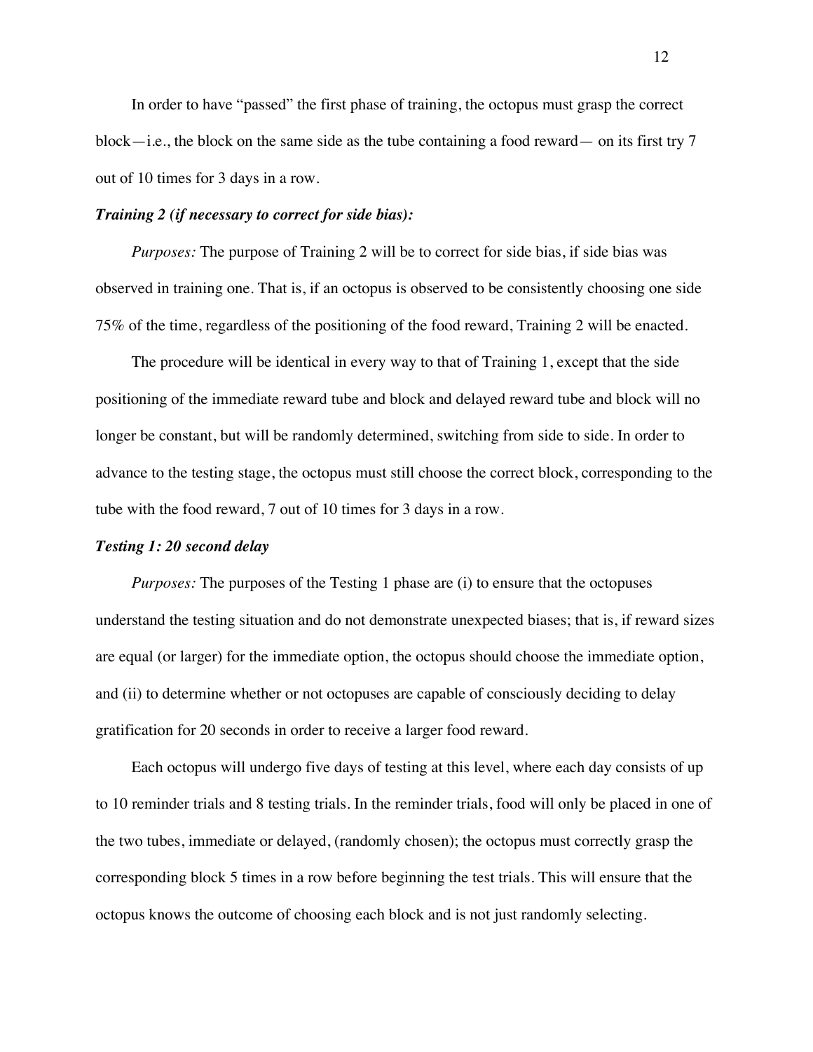In order to have "passed" the first phase of training, the octopus must grasp the correct block—i.e., the block on the same side as the tube containing a food reward— on its first try 7 out of 10 times for 3 days in a row.

***Training 2 (if necessary to correct for side bias):***

*Purposes:* The purpose of Training 2 will be to correct for side bias, if side bias was observed in training one. That is, if an octopus is observed to be consistently choosing one side 75% of the time, regardless of the positioning of the food reward, Training 2 will be enacted.

The procedure will be identical in every way to that of Training 1, except that the side positioning of the immediate reward tube and block and delayed reward tube and block will no longer be constant, but will be randomly determined, switching from side to side. In order to advance to the testing stage, the octopus must still choose the correct block, corresponding to the tube with the food reward, 7 out of 10 times for 3 days in a row.

***Testing 1: 20 second delay***

*Purposes:* The purposes of the Testing 1 phase are (i) to ensure that the octopuses understand the testing situation and do not demonstrate unexpected biases; that is, if reward sizes are equal (or larger) for the immediate option, the octopus should choose the immediate option, and (ii) to determine whether or not octopuses are capable of consciously deciding to delay gratification for 20 seconds in order to receive a larger food reward.

Each octopus will undergo five days of testing at this level, where each day consists of up to 10 reminder trials and 8 testing trials. In the reminder trials, food will only be placed in one of the two tubes, immediate or delayed, (randomly chosen); the octopus must correctly grasp the corresponding block 5 times in a row before beginning the test trials. This will ensure that the octopus knows the outcome of choosing each block and is not just randomly selecting.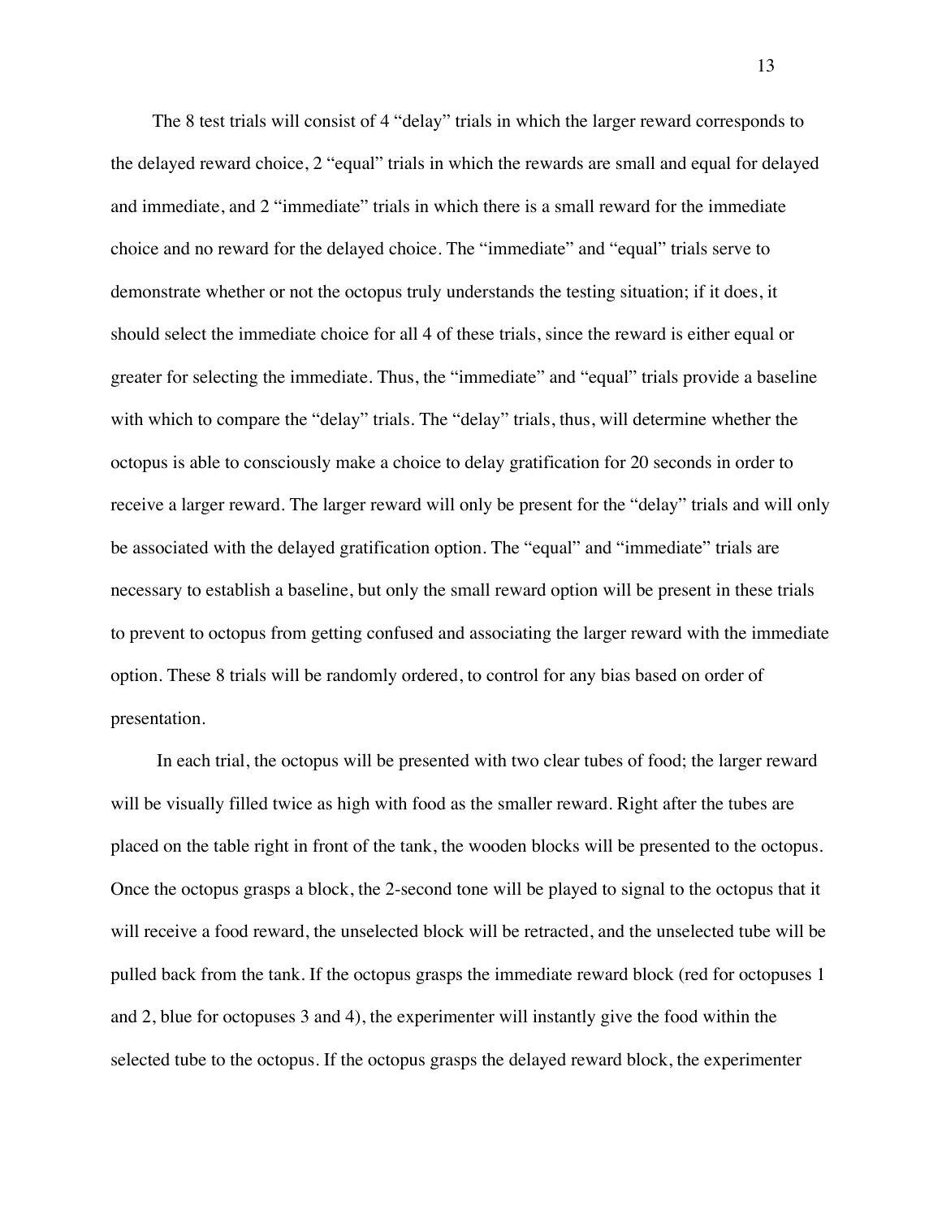The 8 test trials will consist of 4 "delay" trials in which the larger reward corresponds to the delayed reward choice, 2 "equal" trials in which the rewards are small and equal for delayed and immediate, and 2 "immediate" trials in which there is a small reward for the immediate choice and no reward for the delayed choice. The "immediate" and "equal" trials serve to demonstrate whether or not the octopus truly understands the testing situation; if it does, it should select the immediate choice for all 4 of these trials, since the reward is either equal or greater for selecting the immediate. Thus, the "immediate" and "equal" trials provide a baseline with which to compare the "delay" trials. The "delay" trials, thus, will determine whether the octopus is able to consciously make a choice to delay gratification for 20 seconds in order to receive a larger reward. The larger reward will only be present for the "delay" trials and will only be associated with the delayed gratification option. The "equal" and "immediate" trials are necessary to establish a baseline, but only the small reward option will be present in these trials to prevent to octopus from getting confused and associating the larger reward with the immediate option. These 8 trials will be randomly ordered, to control for any bias based on order of presentation.

In each trial, the octopus will be presented with two clear tubes of food; the larger reward will be visually filled twice as high with food as the smaller reward. Right after the tubes are placed on the table right in front of the tank, the wooden blocks will be presented to the octopus. Once the octopus grasps a block, the 2-second tone will be played to signal to the octopus that it will receive a food reward, the unselected block will be retracted, and the unselected tube will be pulled back from the tank. If the octopus grasps the immediate reward block (red for octopuses 1 and 2, blue for octopuses 3 and 4), the experimenter will instantly give the food within the selected tube to the octopus. If the octopus grasps the delayed reward block, the experimenter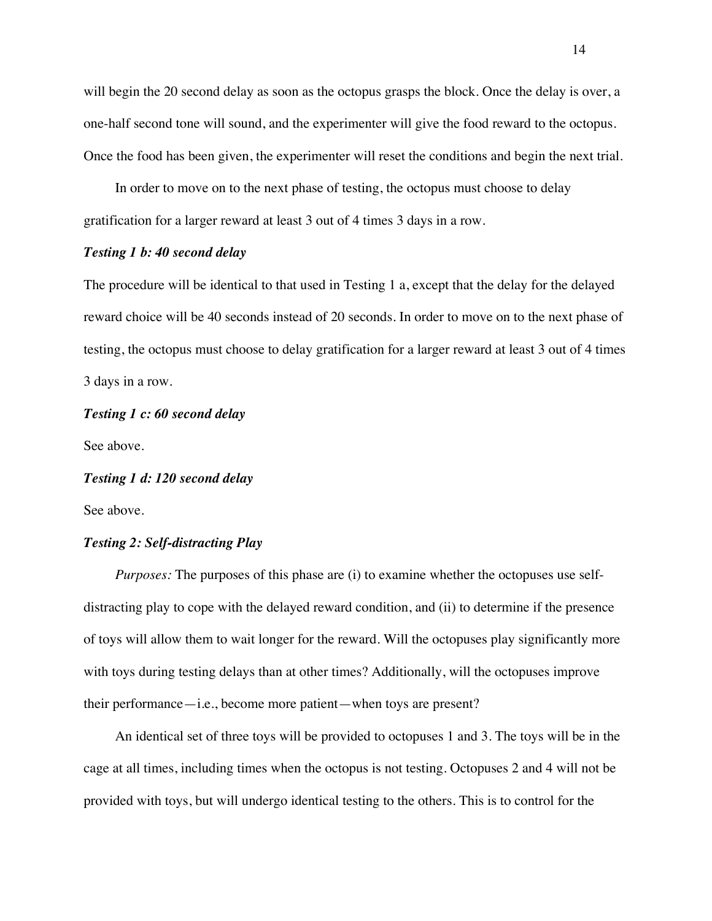will begin the 20 second delay as soon as the octopus grasps the block. Once the delay is over, a one-half second tone will sound, and the experimenter will give the food reward to the octopus. Once the food has been given, the experimenter will reset the conditions and begin the next trial.

In order to move on to the next phase of testing, the octopus must choose to delay gratification for a larger reward at least 3 out of 4 times 3 days in a row.

***Testing 1 b: 40 second delay***

The procedure will be identical to that used in Testing 1 a, except that the delay for the delayed reward choice will be 40 seconds instead of 20 seconds. In order to move on to the next phase of testing, the octopus must choose to delay gratification for a larger reward at least 3 out of 4 times 3 days in a row.

***Testing 1 c: 60 second delay***

See above.

***Testing 1 d: 120 second delay***

See above.

***Testing 2: Self-distracting Play***

*Purposes:* The purposes of this phase are (i) to examine whether the octopuses use self-distracting play to cope with the delayed reward condition, and (ii) to determine if the presence of toys will allow them to wait longer for the reward. Will the octopuses play significantly more with toys during testing delays than at other times? Additionally, will the octopuses improve their performance—i.e., become more patient—when toys are present?

An identical set of three toys will be provided to octopuses 1 and 3. The toys will be in the cage at all times, including times when the octopus is not testing. Octopuses 2 and 4 will not be provided with toys, but will undergo identical testing to the others. This is to control for the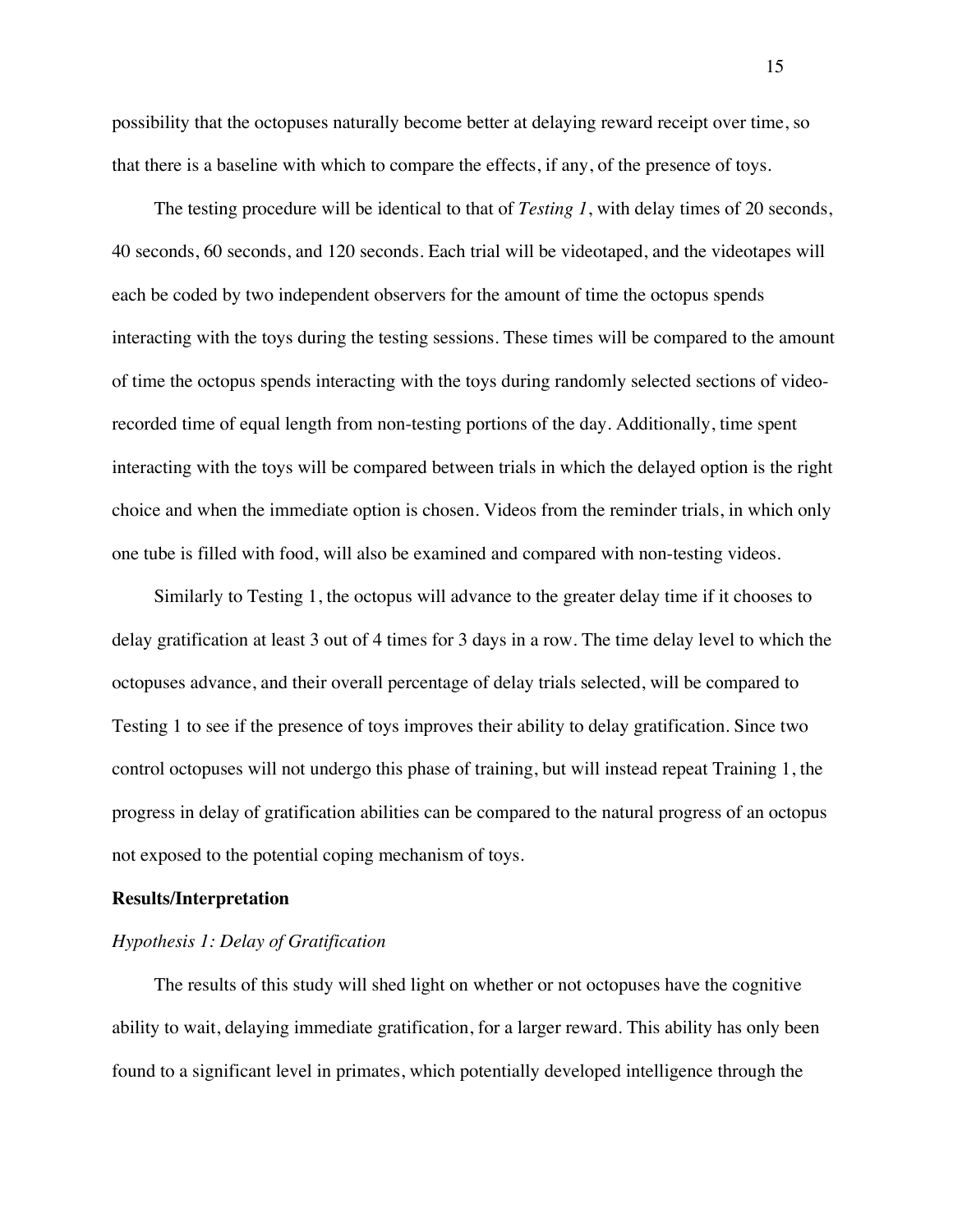possibility that the octopuses naturally become better at delaying reward receipt over time, so that there is a baseline with which to compare the effects, if any, of the presence of toys.

The testing procedure will be identical to that of *Testing 1*, with delay times of 20 seconds, 40 seconds, 60 seconds, and 120 seconds. Each trial will be videotaped, and the videotapes will each be coded by two independent observers for the amount of time the octopus spends interacting with the toys during the testing sessions. These times will be compared to the amount of time the octopus spends interacting with the toys during randomly selected sections of video-recorded time of equal length from non-testing portions of the day. Additionally, time spent interacting with the toys will be compared between trials in which the delayed option is the right choice and when the immediate option is chosen. Videos from the reminder trials, in which only one tube is filled with food, will also be examined and compared with non-testing videos.

Similarly to Testing 1, the octopus will advance to the greater delay time if it chooses to delay gratification at least 3 out of 4 times for 3 days in a row. The time delay level to which the octopuses advance, and their overall percentage of delay trials selected, will be compared to Testing 1 to see if the presence of toys improves their ability to delay gratification. Since two control octopuses will not undergo this phase of training, but will instead repeat Training 1, the progress in delay of gratification abilities can be compared to the natural progress of an octopus not exposed to the potential coping mechanism of toys.

**Results/Interpretation**

*Hypothesis 1: Delay of Gratification*

The results of this study will shed light on whether or not octopuses have the cognitive ability to wait, delaying immediate gratification, for a larger reward. This ability has only been found to a significant level in primates, which potentially developed intelligence through the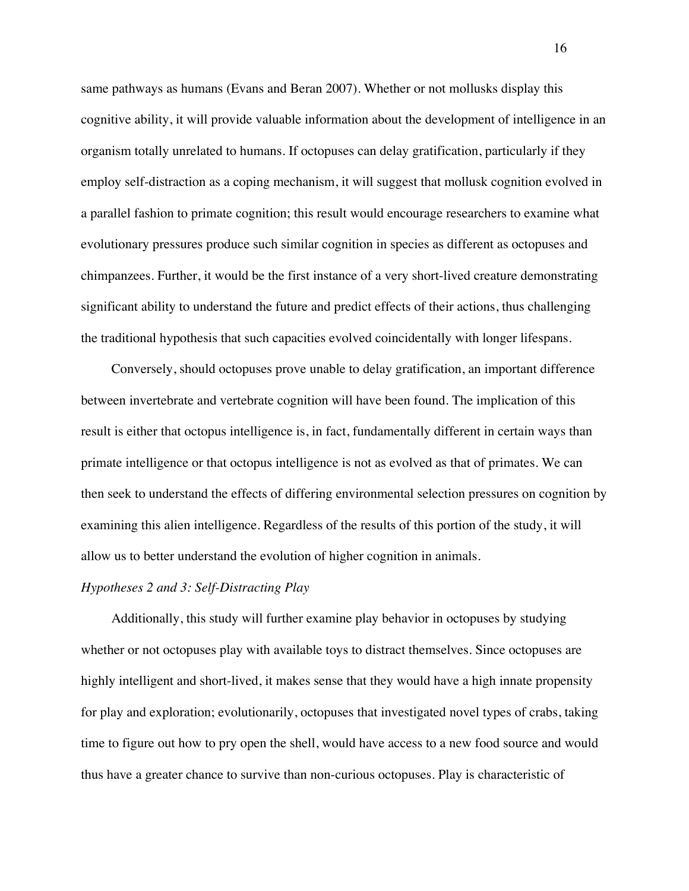same pathways as humans (Evans and Beran 2007). Whether or not mollusks display this cognitive ability, it will provide valuable information about the development of intelligence in an organism totally unrelated to humans. If octopuses can delay gratification, particularly if they employ self-distraction as a coping mechanism, it will suggest that mollusk cognition evolved in a parallel fashion to primate cognition; this result would encourage researchers to examine what evolutionary pressures produce such similar cognition in species as different as octopuses and chimpanzees. Further, it would be the first instance of a very short-lived creature demonstrating significant ability to understand the future and predict effects of their actions, thus challenging the traditional hypothesis that such capacities evolved coincidentally with longer lifespans.

Conversely, should octopuses prove unable to delay gratification, an important difference between invertebrate and vertebrate cognition will have been found. The implication of this result is either that octopus intelligence is, in fact, fundamentally different in certain ways than primate intelligence or that octopus intelligence is not as evolved as that of primates. We can then seek to understand the effects of differing environmental selection pressures on cognition by examining this alien intelligence. Regardless of the results of this portion of the study, it will allow us to better understand the evolution of higher cognition in animals.

*Hypotheses 2 and 3: Self-Distracting Play*

Additionally, this study will further examine play behavior in octopuses by studying whether or not octopuses play with available toys to distract themselves. Since octopuses are highly intelligent and short-lived, it makes sense that they would have a high innate propensity for play and exploration; evolutionarily, octopuses that investigated novel types of crabs, taking time to figure out how to pry open the shell, would have access to a new food source and would thus have a greater chance to survive than non-curious octopuses. Play is characteristic of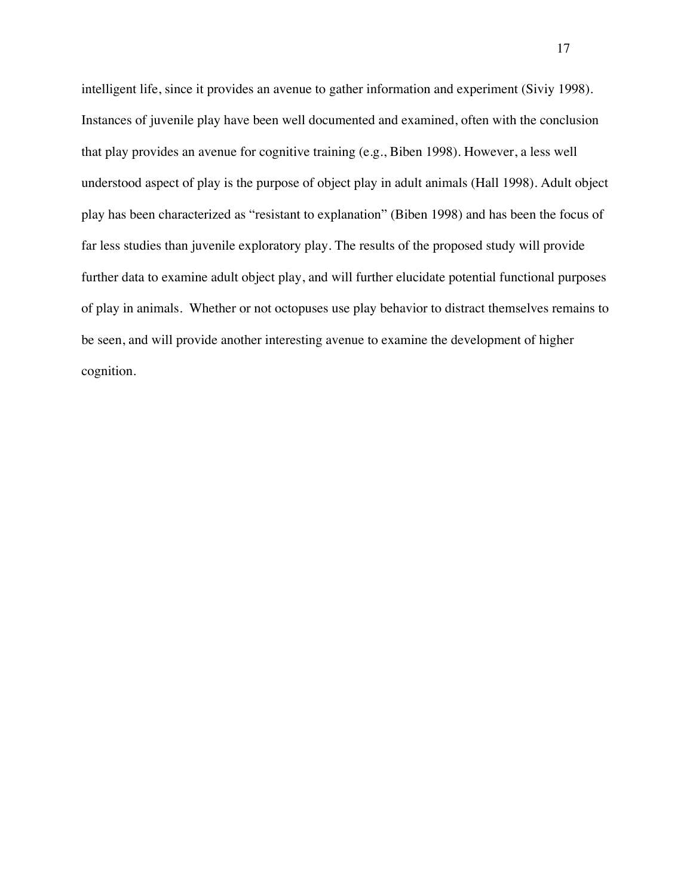intelligent life, since it provides an avenue to gather information and experiment (Siviy 1998). Instances of juvenile play have been well documented and examined, often with the conclusion that play provides an avenue for cognitive training (e.g., Biben 1998). However, a less well understood aspect of play is the purpose of object play in adult animals (Hall 1998). Adult object play has been characterized as "resistant to explanation" (Biben 1998) and has been the focus of far less studies than juvenile exploratory play. The results of the proposed study will provide further data to examine adult object play, and will further elucidate potential functional purposes of play in animals. Whether or not octopuses use play behavior to distract themselves remains to be seen, and will provide another interesting avenue to examine the development of higher cognition.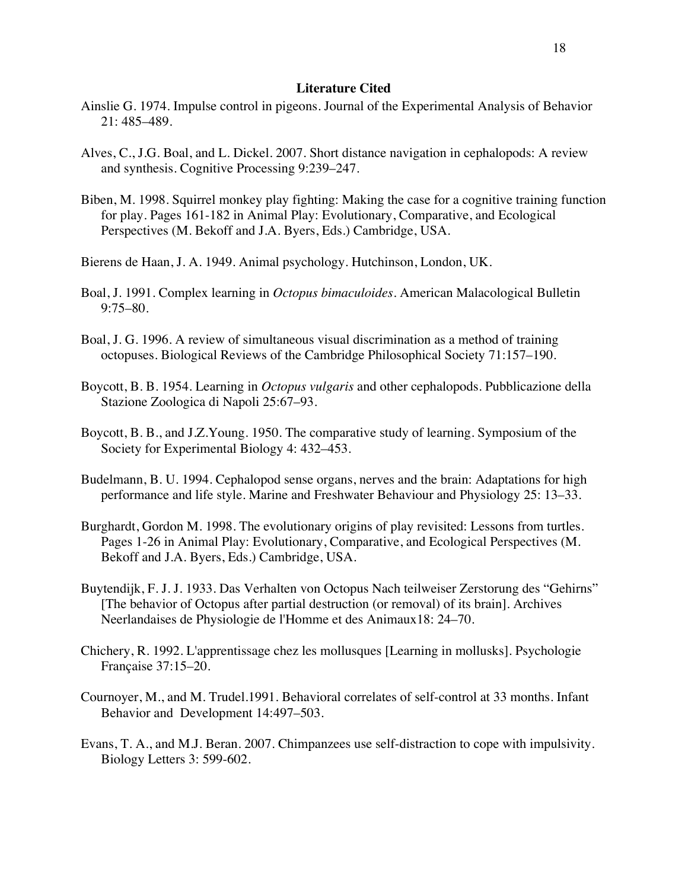## Literature Cited

Ainslie G. 1974. Impulse control in pigeons. Journal of the Experimental Analysis of Behavior 21: 485–489.

Alves, C., J.G. Boal, and L. Dickel. 2007. Short distance navigation in cephalopods: A review and synthesis. Cognitive Processing 9:239–247.

Biben, M. 1998. Squirrel monkey play fighting: Making the case for a cognitive training function for play. Pages 161-182 in Animal Play: Evolutionary, Comparative, and Ecological Perspectives (M. Bekoff and J.A. Byers, Eds.) Cambridge, USA.

Bierens de Haan, J. A. 1949. Animal psychology. Hutchinson, London, UK.

Boal, J. 1991. Complex learning in *Octopus bimaculoides*. American Malacological Bulletin 9:75–80.

Boal, J. G. 1996. A review of simultaneous visual discrimination as a method of training octopuses. Biological Reviews of the Cambridge Philosophical Society 71:157–190.

Boycott, B. B. 1954. Learning in *Octopus vulgaris* and other cephalopods. Pubblicazione della Stazione Zoologica di Napoli 25:67–93.

Boycott, B. B., and J.Z.Young. 1950. The comparative study of learning. Symposium of the Society for Experimental Biology 4: 432–453.

Budelmann, B. U. 1994. Cephalopod sense organs, nerves and the brain: Adaptations for high performance and life style. Marine and Freshwater Behaviour and Physiology 25: 13–33.

Burghardt, Gordon M. 1998. The evolutionary origins of play revisited: Lessons from turtles. Pages 1-26 in Animal Play: Evolutionary, Comparative, and Ecological Perspectives (M. Bekoff and J.A. Byers, Eds.) Cambridge, USA.

Buytendijk, F. J. J. 1933. Das Verhalten von Octopus Nach teilweiser Zerstorung des "Gehirns" [The behavior of Octopus after partial destruction (or removal) of its brain]. Archives Neerlandaises de Physiologie de l'Homme et des Animaux18: 24–70.

Chichery, R. 1992. L'apprentissage chez les mollusques [Learning in mollusks]. Psychologie Française 37:15–20.

Cournoyer, M., and M. Trudel.1991. Behavioral correlates of self-control at 33 months. Infant Behavior and Development 14:497–503.

Evans, T. A., and M.J. Beran. 2007. Chimpanzees use self-distraction to cope with impulsivity. Biology Letters 3: 599-602.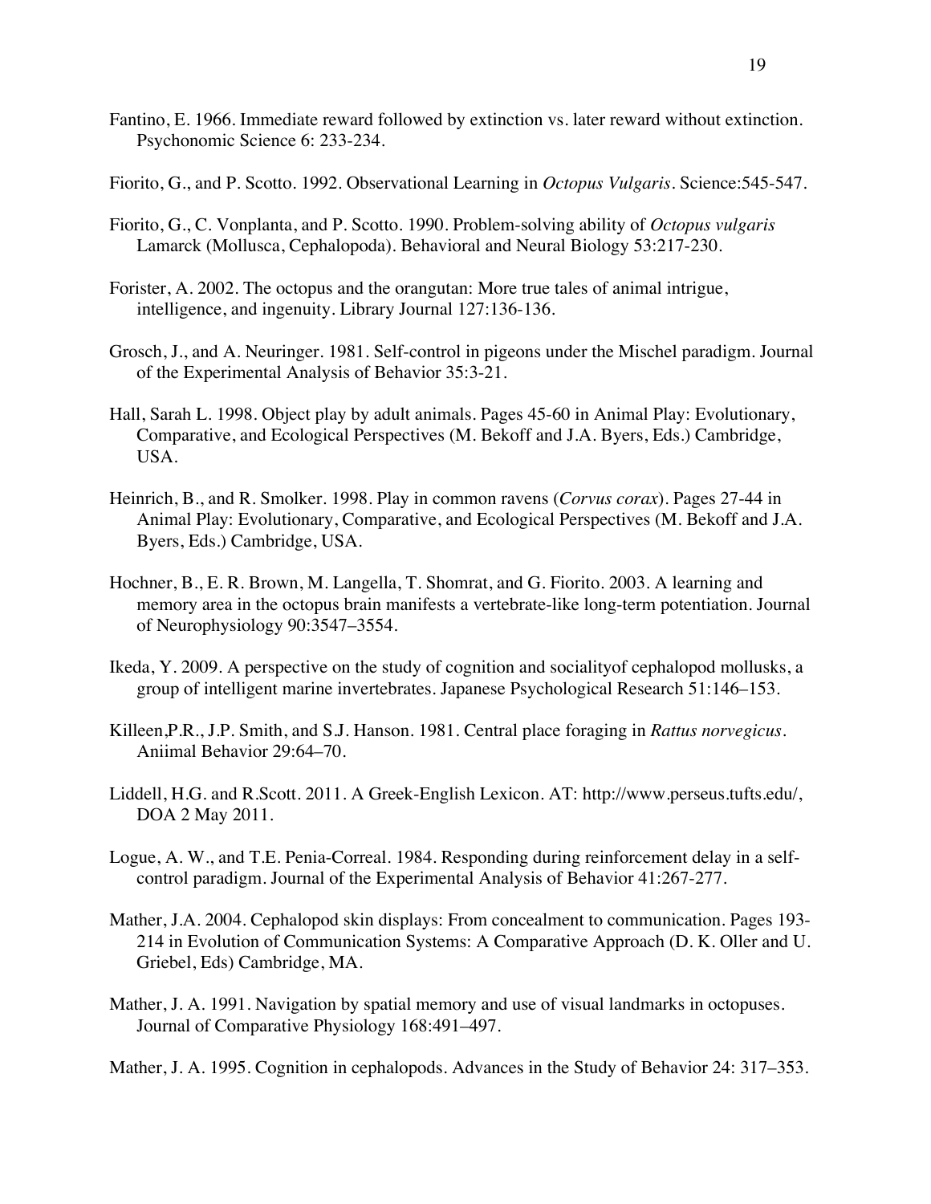Fantino, E. 1966. Immediate reward followed by extinction vs. later reward without extinction. Psychonomic Science 6: 233-234.

Fiorito, G., and P. Scotto. 1992. Observational Learning in *Octopus Vulgaris*. Science:545-547.

Fiorito, G., C. Vonplanta, and P. Scotto. 1990. Problem-solving ability of *Octopus vulgaris* Lamarck (Mollusca, Cephalopoda). Behavioral and Neural Biology 53:217-230.

Forister, A. 2002. The octopus and the orangutan: More true tales of animal intrigue, intelligence, and ingenuity. Library Journal 127:136-136.

Grosch, J., and A. Neuringer. 1981. Self-control in pigeons under the Mischel paradigm. Journal of the Experimental Analysis of Behavior 35:3-21.

Hall, Sarah L. 1998. Object play by adult animals. Pages 45-60 in Animal Play: Evolutionary, Comparative, and Ecological Perspectives (M. Bekoff and J.A. Byers, Eds.) Cambridge, USA.

Heinrich, B., and R. Smolker. 1998. Play in common ravens (*Corvus corax*). Pages 27-44 in Animal Play: Evolutionary, Comparative, and Ecological Perspectives (M. Bekoff and J.A. Byers, Eds.) Cambridge, USA.

Hochner, B., E. R. Brown, M. Langella, T. Shomrat, and G. Fiorito. 2003. A learning and memory area in the octopus brain manifests a vertebrate-like long-term potentiation. Journal of Neurophysiology 90:3547–3554.

Ikeda, Y. 2009. A perspective on the study of cognition and socialityof cephalopod mollusks, a group of intelligent marine invertebrates. Japanese Psychological Research 51:146–153.

Killeen,P.R., J.P. Smith, and S.J. Hanson. 1981. Central place foraging in *Rattus norvegicus*. Aniimal Behavior 29:64–70.

Liddell, H.G. and R.Scott. 2011. A Greek-English Lexicon. AT: http://www.perseus.tufts.edu/, DOA 2 May 2011.

Logue, A. W., and T.E. Penia-Correal. 1984. Responding during reinforcement delay in a self-control paradigm. Journal of the Experimental Analysis of Behavior 41:267-277.

Mather, J.A. 2004. Cephalopod skin displays: From concealment to communication. Pages 193-214 in Evolution of Communication Systems: A Comparative Approach (D. K. Oller and U. Griebel, Eds) Cambridge, MA.

Mather, J. A. 1991. Navigation by spatial memory and use of visual landmarks in octopuses. Journal of Comparative Physiology 168:491–497.

Mather, J. A. 1995. Cognition in cephalopods. Advances in the Study of Behavior 24: 317–353.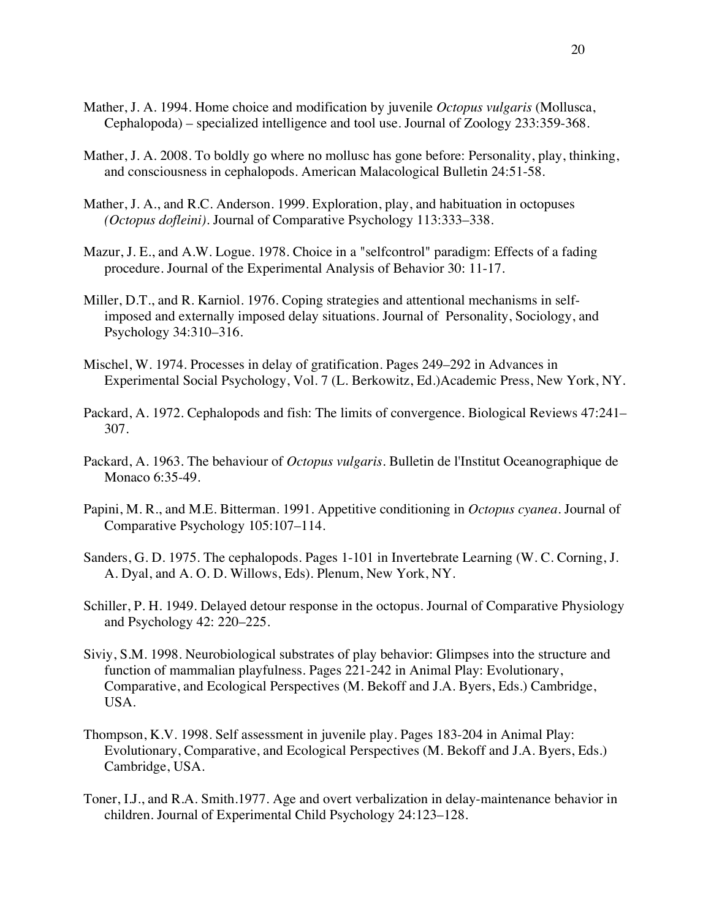Mather, J. A. 1994. Home choice and modification by juvenile *Octopus vulgaris* (Mollusca, Cephalopoda) – specialized intelligence and tool use. Journal of Zoology 233:359-368.

Mather, J. A. 2008. To boldly go where no mollusc has gone before: Personality, play, thinking, and consciousness in cephalopods. American Malacological Bulletin 24:51-58.

Mather, J. A., and R.C. Anderson. 1999. Exploration, play, and habituation in octopuses *(Octopus dofleini)*. Journal of Comparative Psychology 113:333–338.

Mazur, J. E., and A.W. Logue. 1978. Choice in a "selfcontrol" paradigm: Effects of a fading procedure. Journal of the Experimental Analysis of Behavior 30: 11-17.

Miller, D.T., and R. Karniol. 1976. Coping strategies and attentional mechanisms in self-imposed and externally imposed delay situations. Journal of Personality, Sociology, and Psychology 34:310–316.

Mischel, W. 1974. Processes in delay of gratification. Pages 249–292 in Advances in Experimental Social Psychology, Vol. 7 (L. Berkowitz, Ed.)Academic Press, New York, NY.

Packard, A. 1972. Cephalopods and fish: The limits of convergence. Biological Reviews 47:241–307.

Packard, A. 1963. The behaviour of *Octopus vulgaris*. Bulletin de l'Institut Oceanographique de Monaco 6:35-49.

Papini, M. R., and M.E. Bitterman. 1991. Appetitive conditioning in *Octopus cyanea*. Journal of Comparative Psychology 105:107–114.

Sanders, G. D. 1975. The cephalopods. Pages 1-101 in Invertebrate Learning (W. C. Corning, J. A. Dyal, and A. O. D. Willows, Eds). Plenum, New York, NY.

Schiller, P. H. 1949. Delayed detour response in the octopus. Journal of Comparative Physiology and Psychology 42: 220–225.

Siviy, S.M. 1998. Neurobiological substrates of play behavior: Glimpses into the structure and function of mammalian playfulness. Pages 221-242 in Animal Play: Evolutionary, Comparative, and Ecological Perspectives (M. Bekoff and J.A. Byers, Eds.) Cambridge, USA.

Thompson, K.V. 1998. Self assessment in juvenile play. Pages 183-204 in Animal Play: Evolutionary, Comparative, and Ecological Perspectives (M. Bekoff and J.A. Byers, Eds.) Cambridge, USA.

Toner, I.J., and R.A. Smith.1977. Age and overt verbalization in delay-maintenance behavior in children. Journal of Experimental Child Psychology 24:123–128.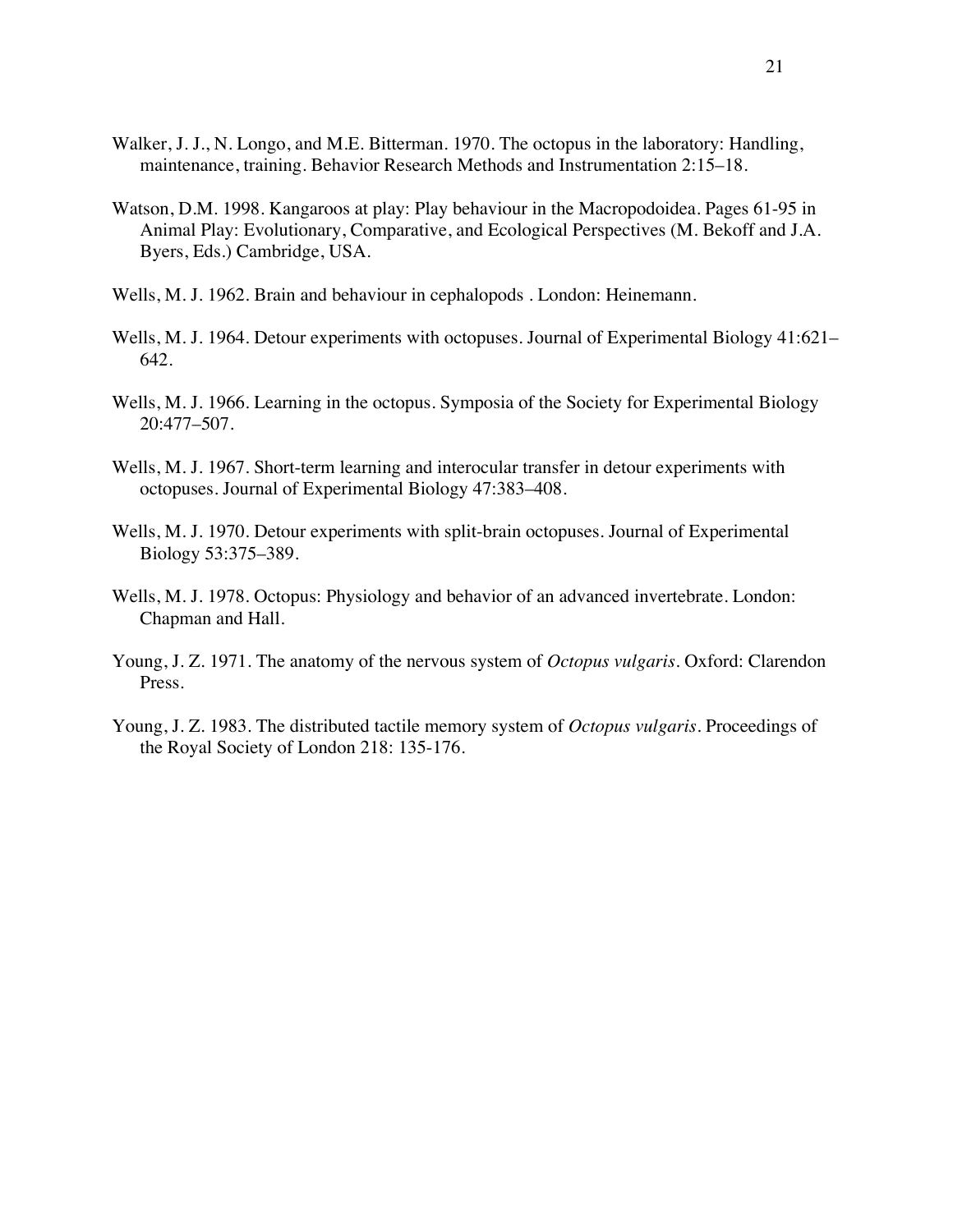Walker, J. J., N. Longo, and M.E. Bitterman. 1970. The octopus in the laboratory: Handling, maintenance, training. Behavior Research Methods and Instrumentation 2:15–18.

Watson, D.M. 1998. Kangaroos at play: Play behaviour in the Macropodoidea. Pages 61-95 in Animal Play: Evolutionary, Comparative, and Ecological Perspectives (M. Bekoff and J.A. Byers, Eds.) Cambridge, USA.

Wells, M. J. 1962. Brain and behaviour in cephalopods . London: Heinemann.

Wells, M. J. 1964. Detour experiments with octopuses. Journal of Experimental Biology 41:621–642.

Wells, M. J. 1966. Learning in the octopus. Symposia of the Society for Experimental Biology 20:477–507.

Wells, M. J. 1967. Short-term learning and interocular transfer in detour experiments with octopuses. Journal of Experimental Biology 47:383–408.

Wells, M. J. 1970. Detour experiments with split-brain octopuses. Journal of Experimental Biology 53:375–389.

Wells, M. J. 1978. Octopus: Physiology and behavior of an advanced invertebrate. London: Chapman and Hall.

Young, J. Z. 1971. The anatomy of the nervous system of *Octopus vulgaris*. Oxford: Clarendon Press.

Young, J. Z. 1983. The distributed tactile memory system of *Octopus vulgaris*. Proceedings of the Royal Society of London 218: 135-176.